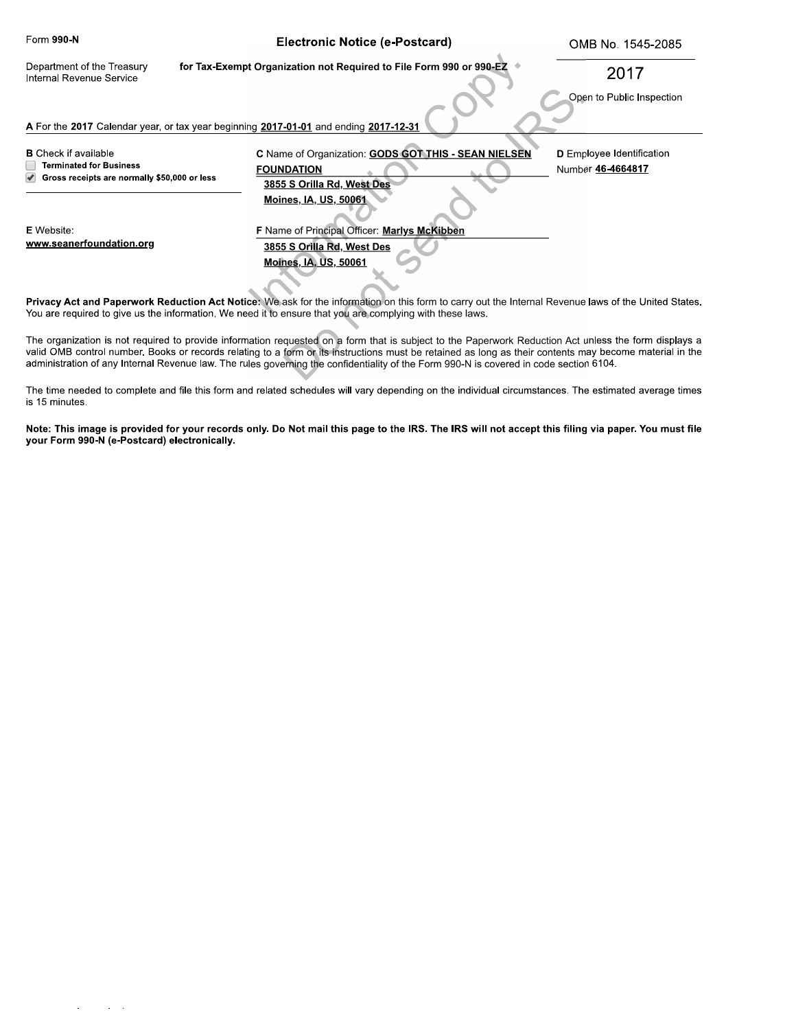Form **990-N**

Department of the Treasury
Internal Revenue Service

# Electronic Notice (e-Postcard)

**for Tax-Exempt Organization not Required to File Form 990 or 990-EZ**

OMB No. 1545-2085

2017

Open to Public Inspection

**A** For the **2017** Calendar year, or tax year beginning **2017-01-01** and ending **2017-12-31**

**B** Check if available
- [ ] **Terminated for Business**
- [x] **Gross receipts are normally $50,000 or less**

**C** Name of Organization: **GODS GOT THIS - SEAN NIELSEN FOUNDATION**
**3855 S Orilla Rd, West Des Moines, IA, US, 50061**

**D** Employee Identification Number **46-4664817**

**E** Website:
**www.seanerfoundation.org**

**F** Name of Principal Officer: **Marlys McKibben**
**3855 S Orilla Rd, West Des Moines, IA, US, 50061**

**Privacy Act and Paperwork Reduction Act Notice:** We ask for the information on this form to carry out the Internal Revenue laws of the United States. You are required to give us the information. We need it to ensure that you are complying with these laws.

The organization is not required to provide information requested on a form that is subject to the Paperwork Reduction Act unless the form displays a valid OMB control number. Books or records relating to a form or its instructions must be retained as long as their contents may become material in the administration of any Internal Revenue law. The rules governing the confidentiality of the Form 990-N is covered in code section 6104.

The time needed to complete and file this form and related schedules will vary depending on the individual circumstances. The estimated average times is 15 minutes.

**Note: This image is provided for your records only. Do Not mail this page to the IRS. The IRS will not accept this filing via paper. You must file your Form 990-N (e-Postcard) electronically.**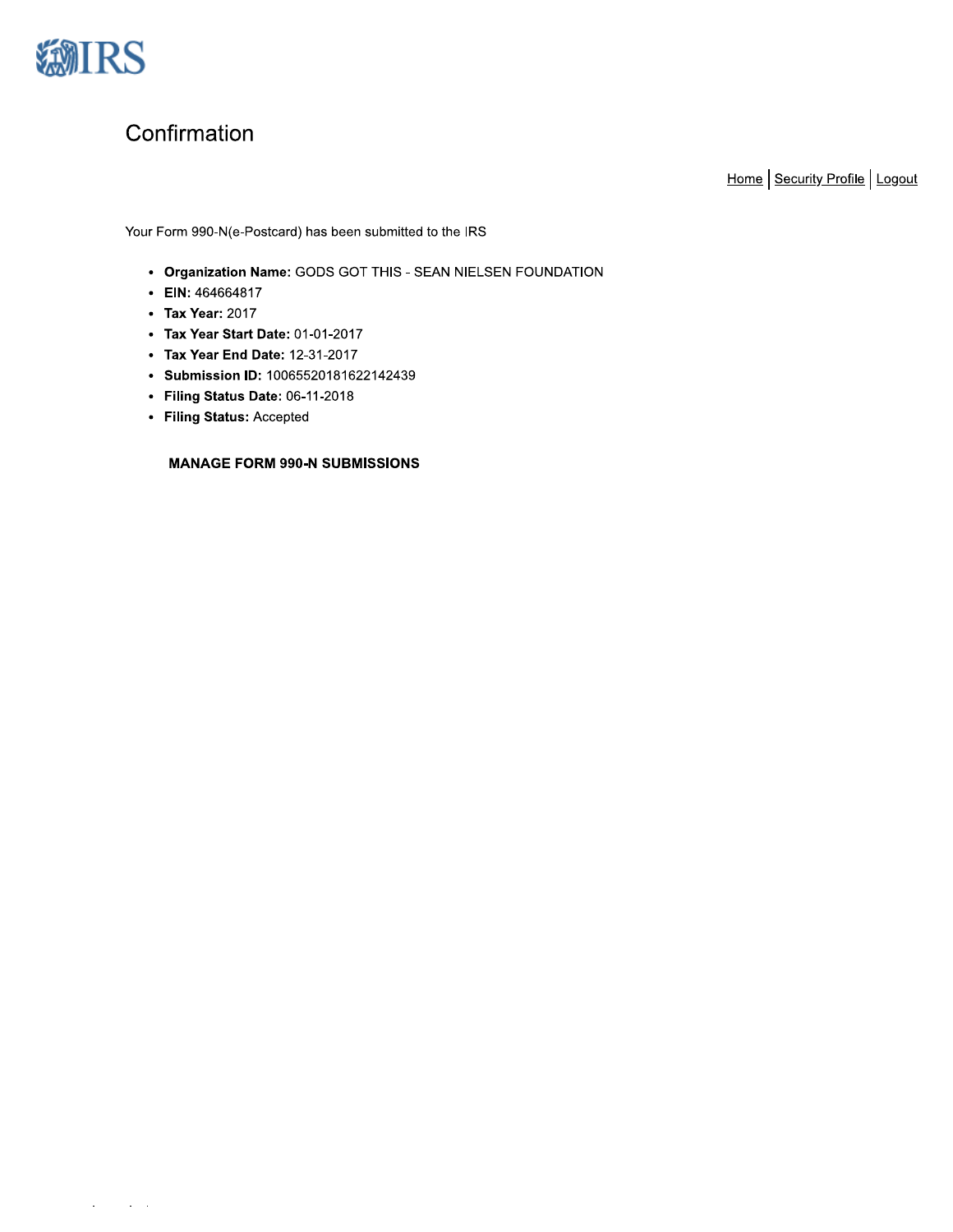IRS

# Confirmation

Home | Security Profile | Logout

Your Form 990-N(e-Postcard) has been submitted to the IRS

- **Organization Name:** GODS GOT THIS - SEAN NIELSEN FOUNDATION
- **EIN:** 464664817
- **Tax Year:** 2017
- **Tax Year Start Date:** 01-01-2017
- **Tax Year End Date:** 12-31-2017
- **Submission ID:** 10065520181622142439
- **Filing Status Date:** 06-11-2018
- **Filing Status:** Accepted

**MANAGE FORM 990-N SUBMISSIONS**